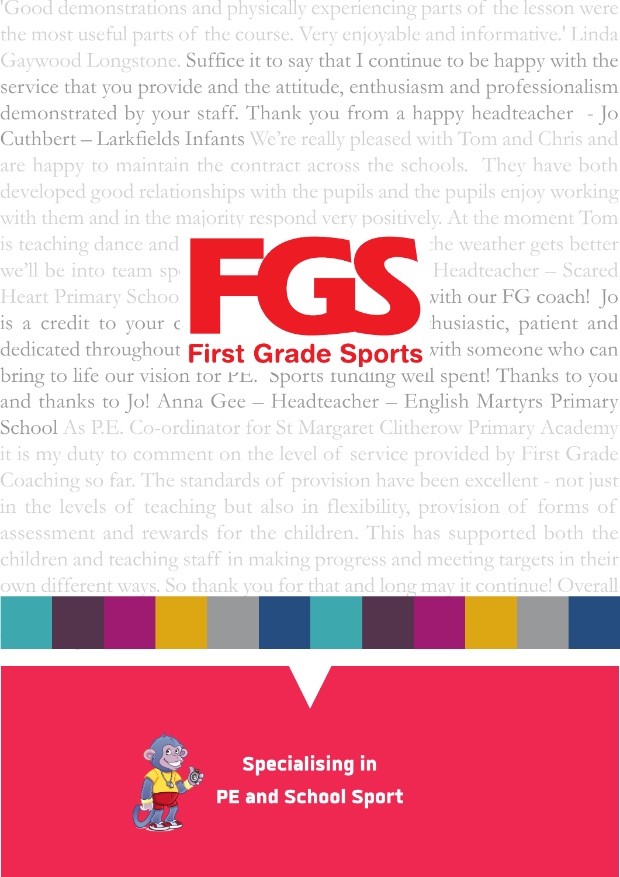'Good demonstrations and physically experiencing parts of the lesson were the most useful parts of the course. Very enjoyable and informative.' Linda Gaywood Longstone. Suffice it to say that I continue to be happy with the service that you provide and the attitude, enthusiasm and professionalism demonstrated by your staff. Thank you from a happy headteacher - Jo Cuthbert – Larkfields Infants We're really pleased with Tom and Chris and are happy to maintain the contract across the schools. They have both developed good relationships with the pupils and the pupils enjoy working with them and in the majority respond very positively. At the moment Tom is teaching dance and the weather gets better we'll be into team sp Headteacher – Scared Heart Primary Schoo with our FG coach! Jo is a credit to your c husiastic, patient and dedicated throughout with someone who can bring to life our vision for PE. Sports funding well spent! Thanks to you and thanks to Jo! Anna Gee – Headteacher – English Martyrs Primary School As P.E. Co-ordinator for St Margaret Clitherow Primary Academy it is my duty to comment on the level of service provided by First Grade Coaching so far. The standards of provision have been excellent - not just in the levels of teaching but also in flexibility, provision of forms of assessment and rewards for the children. This has supported both the children and teaching staff in making progress and meeting targets in their own different ways. So thank you for that and long may it continue! Overall

# FGS

## First Grade Sports

**Specialising in**

**PE and School Sport**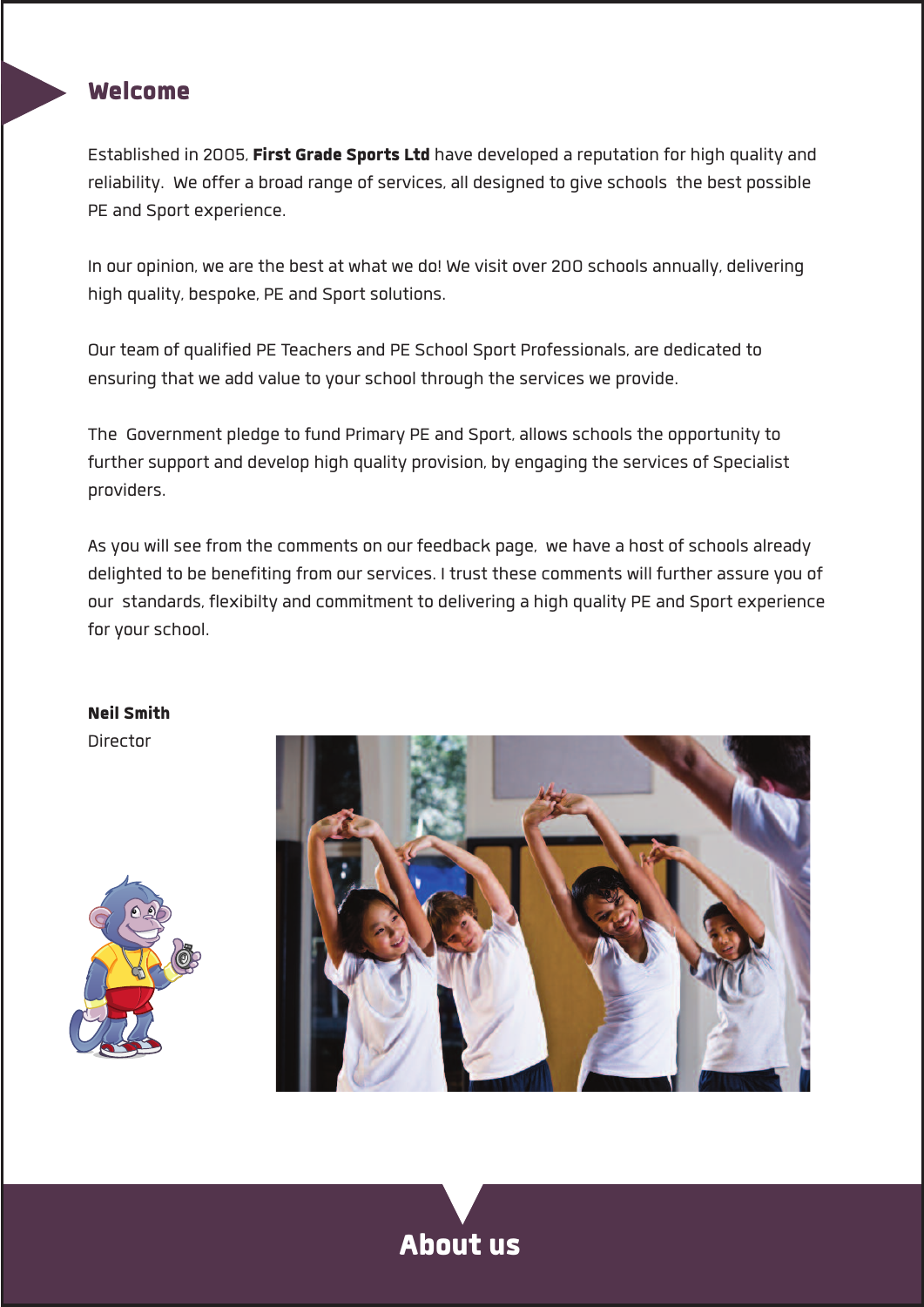## Welcome

Established in 2005, **First Grade Sports Ltd** have developed a reputation for high quality and reliability. We offer a broad range of services, all designed to give schools the best possible PE and Sport experience.

In our opinion, we are the best at what we do! We visit over 200 schools annually, delivering high quality, bespoke, PE and Sport solutions.

Our team of qualified PE Teachers and PE School Sport Professionals, are dedicated to ensuring that we add value to your school through the services we provide.

The Government pledge to fund Primary PE and Sport, allows schools the opportunity to further support and develop high quality provision, by engaging the services of Specialist providers.

As you will see from the comments on our feedback page, we have a host of schools already delighted to be benefiting from our services. I trust these comments will further assure you of our standards, flexibilty and commitment to delivering a high quality PE and Sport experience for your school.

**Neil Smith**
Director

## About us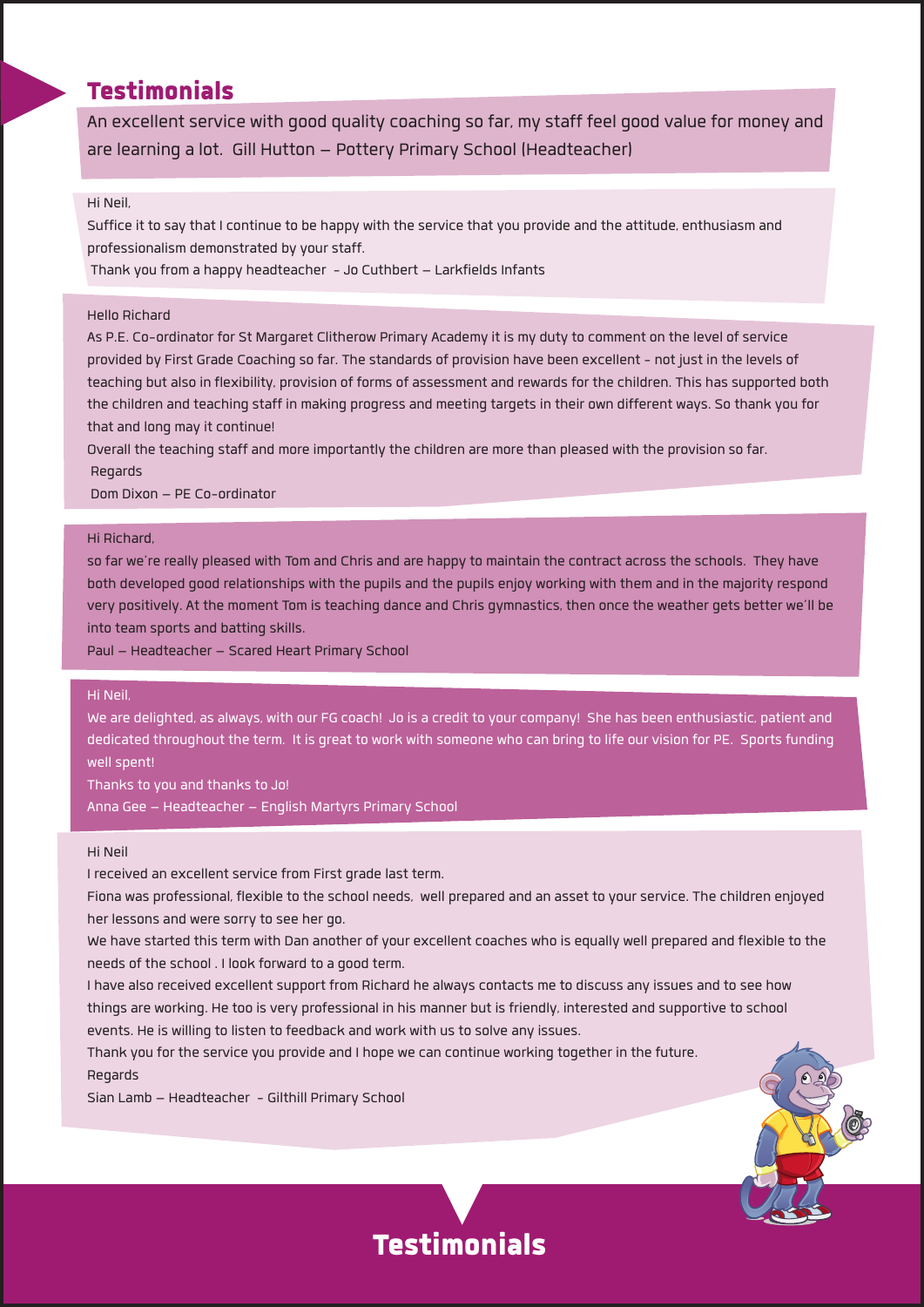## Testimonials

An excellent service with good quality coaching so far, my staff feel good value for money and are learning a lot. Gill Hutton – Pottery Primary School (Headteacher)

Hi Neil,

Suffice it to say that I continue to be happy with the service that you provide and the attitude, enthusiasm and professionalism demonstrated by your staff.

Thank you from a happy headteacher - Jo Cuthbert – Larkfields Infants

Hello Richard

As P.E. Co-ordinator for St Margaret Clitherow Primary Academy it is my duty to comment on the level of service provided by First Grade Coaching so far. The standards of provision have been excellent - not just in the levels of teaching but also in flexibility, provision of forms of assessment and rewards for the children. This has supported both the children and teaching staff in making progress and meeting targets in their own different ways. So thank you for that and long may it continue!

Overall the teaching staff and more importantly the children are more than pleased with the provision so far.

Regards

Dom Dixon – PE Co-ordinator

Hi Richard,

so far we're really pleased with Tom and Chris and are happy to maintain the contract across the schools. They have both developed good relationships with the pupils and the pupils enjoy working with them and in the majority respond very positively. At the moment Tom is teaching dance and Chris gymnastics, then once the weather gets better we'll be into team sports and batting skills.

Paul – Headteacher – Scared Heart Primary School

Hi Neil,

We are delighted, as always, with our FG coach! Jo is a credit to your company! She has been enthusiastic, patient and dedicated throughout the term. It is great to work with someone who can bring to life our vision for PE. Sports funding well spent!

Thanks to you and thanks to Jo!

Anna Gee – Headteacher – English Martyrs Primary School

Hi Neil

I received an excellent service from First grade last term.

Fiona was professional, flexible to the school needs, well prepared and an asset to your service. The children enjoyed her lessons and were sorry to see her go.

We have started this term with Dan another of your excellent coaches who is equally well prepared and flexible to the needs of the school . I look forward to a good term.

I have also received excellent support from Richard he always contacts me to discuss any issues and to see how things are working. He too is very professional in his manner but is friendly, interested and supportive to school events. He is willing to listen to feedback and work with us to solve any issues.

Thank you for the service you provide and I hope we can continue working together in the future.

Regards

Sian Lamb – Headteacher - Gilthill Primary School

## Testimonials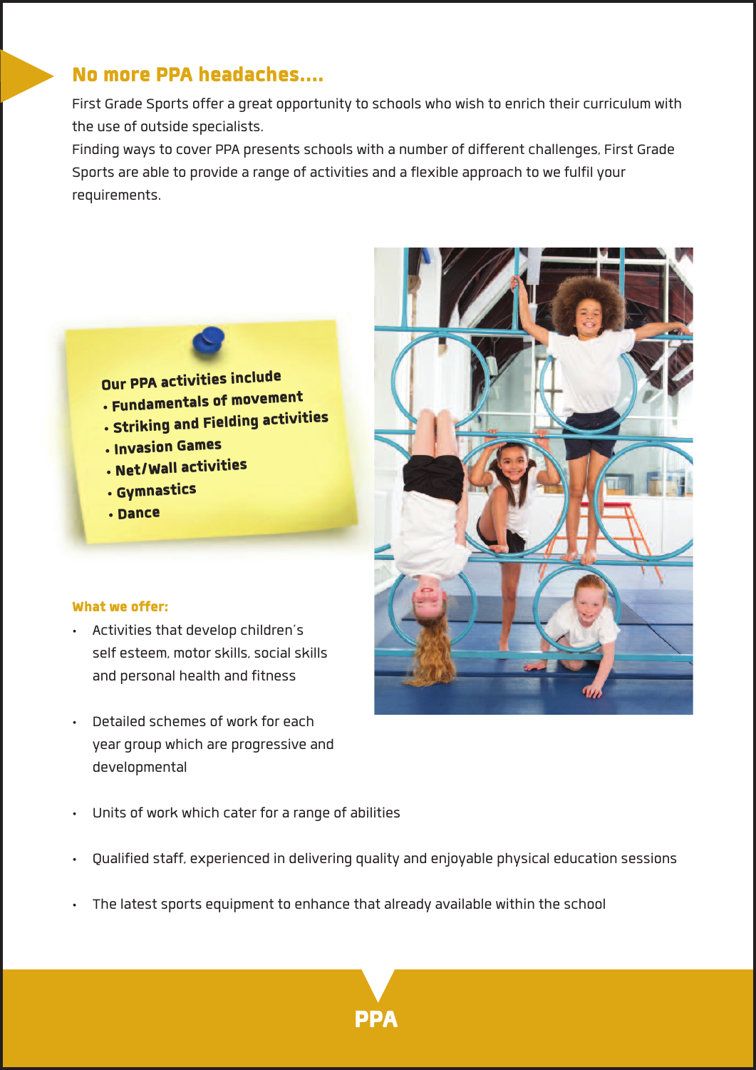## No more PPA headaches....

First Grade Sports offer a great opportunity to schools who wish to enrich their curriculum with the use of outside specialists.

Finding ways to cover PPA presents schools with a number of different challenges, First Grade Sports are able to provide a range of activities and a flexible approach to we fulfil your requirements.

**Our PPA activities include**

- **Fundamentals of movement**
- **Striking and Fielding activities**
- **Invasion Games**
- **Net/Wall activities**
- **Gymnastics**
- **Dance**

**What we offer:**

- Activities that develop children's self esteem, motor skills, social skills and personal health and fitness
- Detailed schemes of work for each year group which are progressive and developmental
- Units of work which cater for a range of abilities
- Qualified staff, experienced in delivering quality and enjoyable physical education sessions
- The latest sports equipment to enhance that already available within the school

**PPA**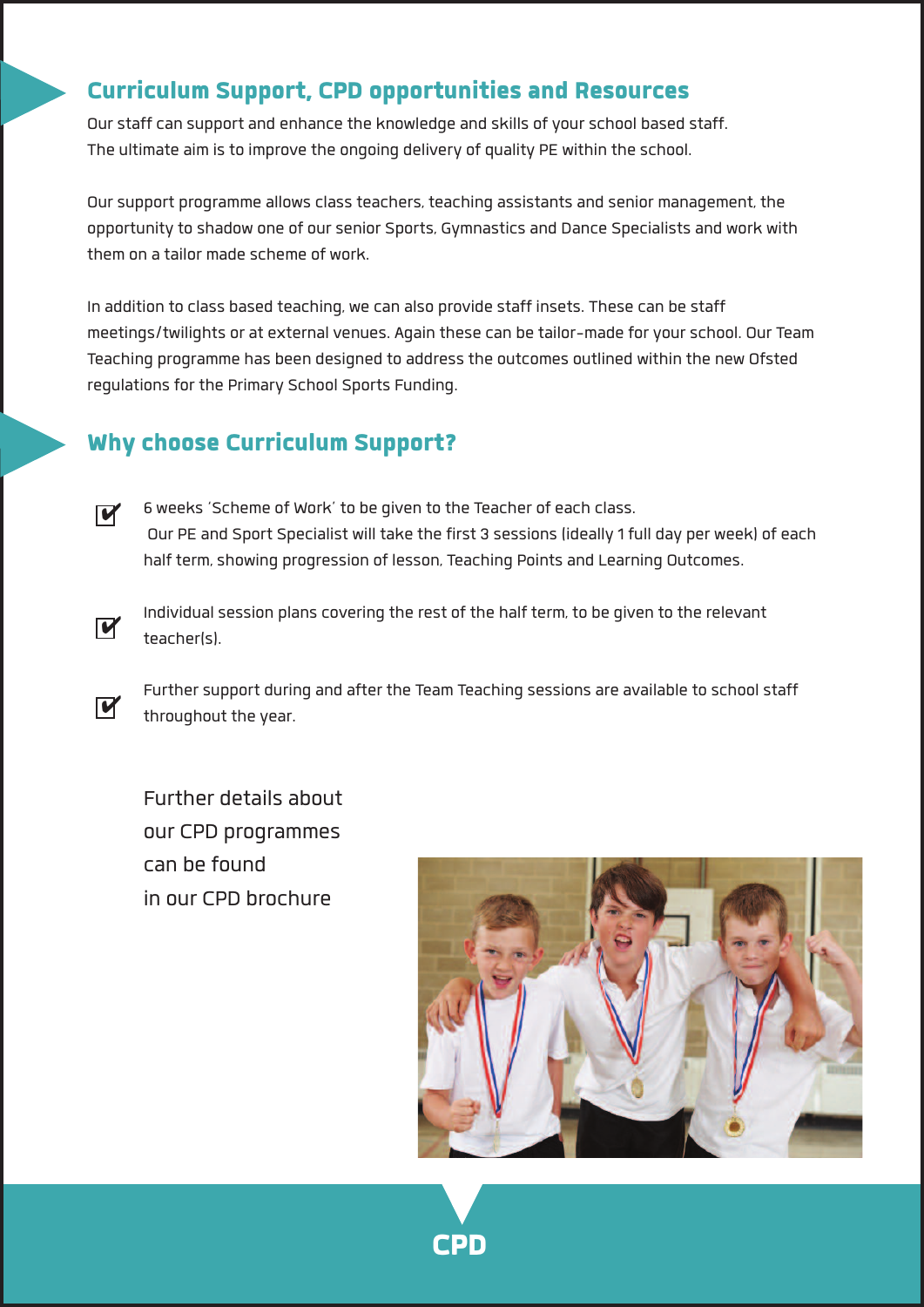## Curriculum Support, CPD opportunities and Resources

Our staff can support and enhance the knowledge and skills of your school based staff. The ultimate aim is to improve the ongoing delivery of quality PE within the school.

Our support programme allows class teachers, teaching assistants and senior management, the opportunity to shadow one of our senior Sports, Gymnastics and Dance Specialists and work with them on a tailor made scheme of work.

In addition to class based teaching, we can also provide staff insets. These can be staff meetings/twilights or at external venues. Again these can be tailor-made for your school. Our Team Teaching programme has been designed to address the outcomes outlined within the new Ofsted regulations for the Primary School Sports Funding.

## Why choose Curriculum Support?

- ☑ 6 weeks 'Scheme of Work' to be given to the Teacher of each class. Our PE and Sport Specialist will take the first 3 sessions (ideally 1 full day per week) of each half term, showing progression of lesson, Teaching Points and Learning Outcomes.
- ☑ Individual session plans covering the rest of the half term, to be given to the relevant teacher(s).
- ☑ Further support during and after the Team Teaching sessions are available to school staff throughout the year.

Further details about our CPD programmes can be found in our CPD brochure

CPD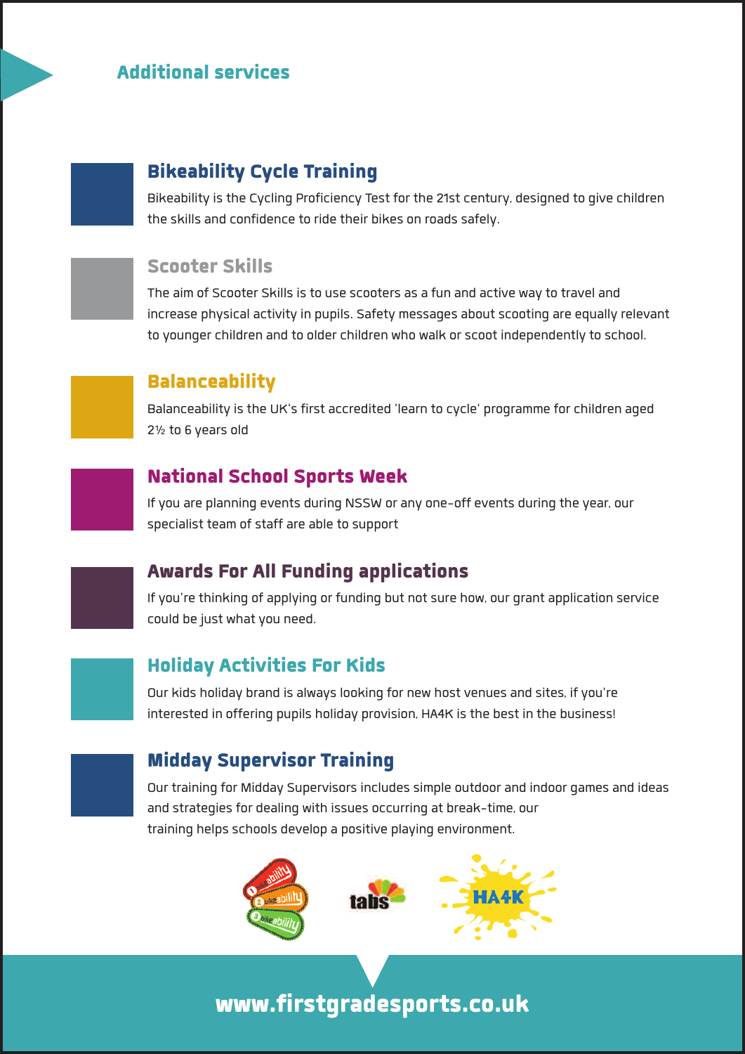## Additional services

### Bikeability Cycle Training

Bikeability is the Cycling Proficiency Test for the 21st century, designed to give children the skills and confidence to ride their bikes on roads safely.

### Scooter Skills

The aim of Scooter Skills is to use scooters as a fun and active way to travel and increase physical activity in pupils. Safety messages about scooting are equally relevant to younger children and to older children who walk or scoot independently to school.

### Balanceability

Balanceability is the UK's first accredited 'learn to cycle' programme for children aged 2½ to 6 years old

### National School Sports Week

If you are planning events during NSSW or any one-off events during the year, our specialist team of staff are able to support

### Awards For All Funding applications

If you're thinking of applying or funding but not sure how, our grant application service could be just what you need.

### Holiday Activities For Kids

Our kids holiday brand is always looking for new host venues and sites, if you're interested in offering pupils holiday provision, HA4K is the best in the business!

### Midday Supervisor Training

Our training for Midday Supervisors includes simple outdoor and indoor games and ideas and strategies for dealing with issues occurring at break-time, our training helps schools develop a positive playing environment.

**www.firstgradesports.co.uk**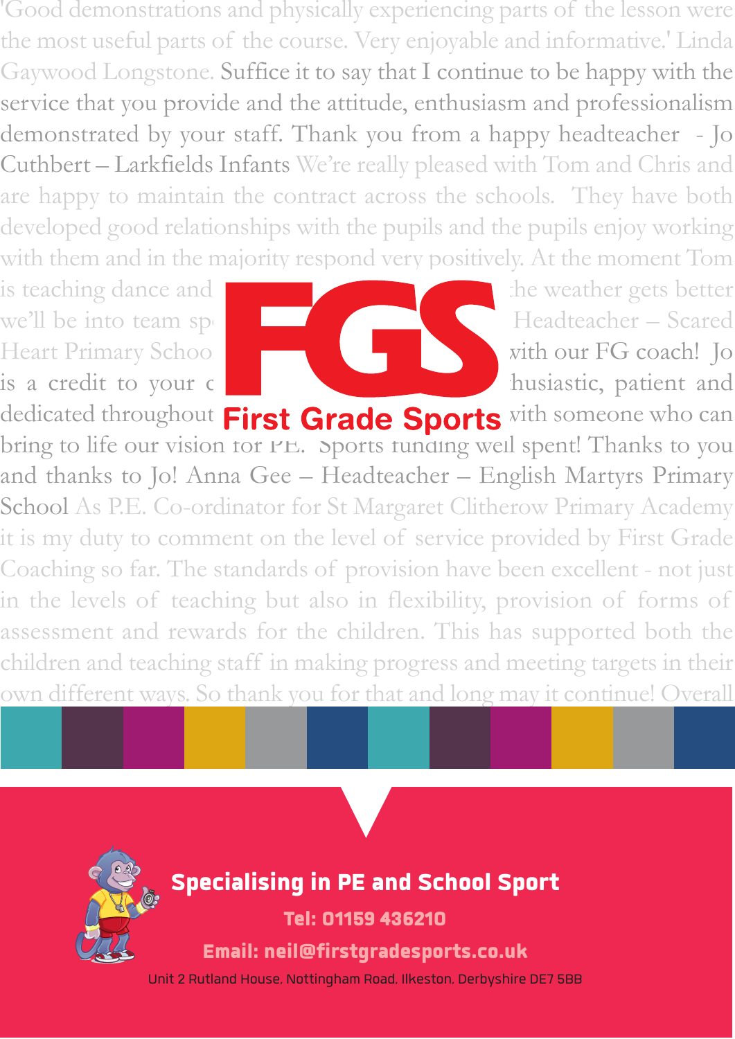'Good demonstrations and physically experiencing parts of the lesson were the most useful parts of the course. Very enjoyable and informative.' Linda Gaywood Longstone. Suffice it to say that I continue to be happy with the service that you provide and the attitude, enthusiasm and professionalism demonstrated by your staff. Thank you from a happy headteacher - Jo Cuthbert – Larkfields Infants We're really pleased with Tom and Chris and are happy to maintain the contract across the schools. They have both developed good relationships with the pupils and the pupils enjoy working with them and in the majority respond very positively. At the moment Tom is teaching dance and ... the weather gets better we'll be into team sp... Headteacher – Scared Heart Primary Schoo... with our FG coach! Jo is a credit to your c... husiastic, patient and dedicated throughout ... with someone who can bring to life our vision for PE. Sports funding well spent! Thanks to you and thanks to Jo! Anna Gee – Headteacher – English Martyrs Primary School As P.E. Co-ordinator for St Margaret Clitherow Primary Academy it is my duty to comment on the level of service provided by First Grade Coaching so far. The standards of provision have been excellent - not just in the levels of teaching but also in flexibility, provision of forms of assessment and rewards for the children. This has supported both the children and teaching staff in making progress and meeting targets in their own different ways. So thank you for that and long may it continue! Overall

# FGS

**First Grade Sports**

**Specialising in PE and School Sport**

**Tel: 01159 436210**

**Email: neil@firstgradesports.co.uk**

Unit 2 Rutland House, Nottingham Road, Ilkeston, Derbyshire DE7 5BB